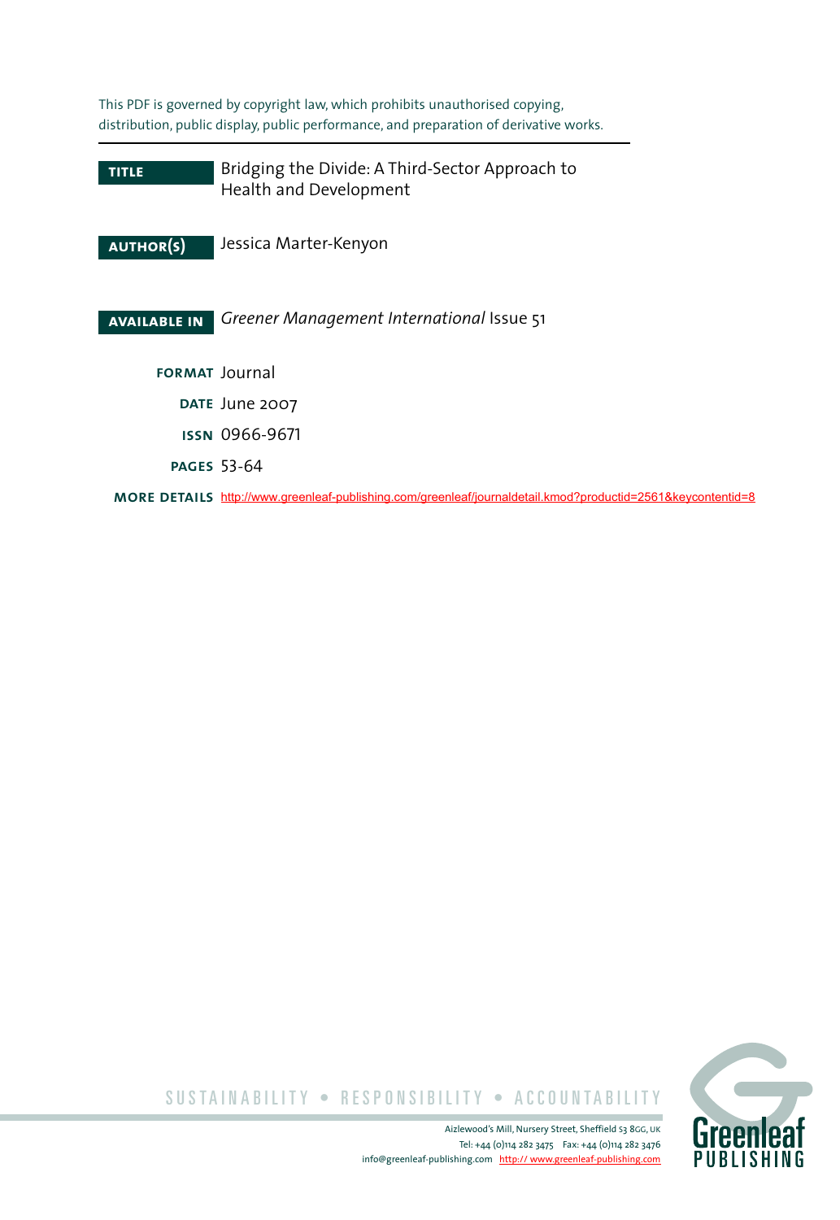This PDF is governed by copyright law, which prohibits unauthorised copying, distribution, public display, public performance, and preparation of derivative works.

**TITLE** Bridging the Divide: A Third-Sector Approach to Health and Development

**AUTHOR(S)** Jessica Marter-Kenyon

**AVAILABLE IN** *Greener Management International* Issue 51

**FORMAT** Journal

**DATE** June 2007

**ISSN** 0966-9671

**PAGES** 53-64

**MORE DETAILS** http://www.greenleaf-publishing.com/greenleaf/journaldetail.kmod?productid=2561&keycontentid=8

SUSTAINABILITY • RESPONSIBILITY • ACCOUNTABILITY

Aizlewood's Mill, Nursery Street, Sheffield S3 8GG, UK
Tel: +44 (0)114 282 3475 Fax: +44 (0)114 282 3476
info@greenleaf-publishing.com http:// www.greenleaf-publishing.com

Greenleaf PUBLISHING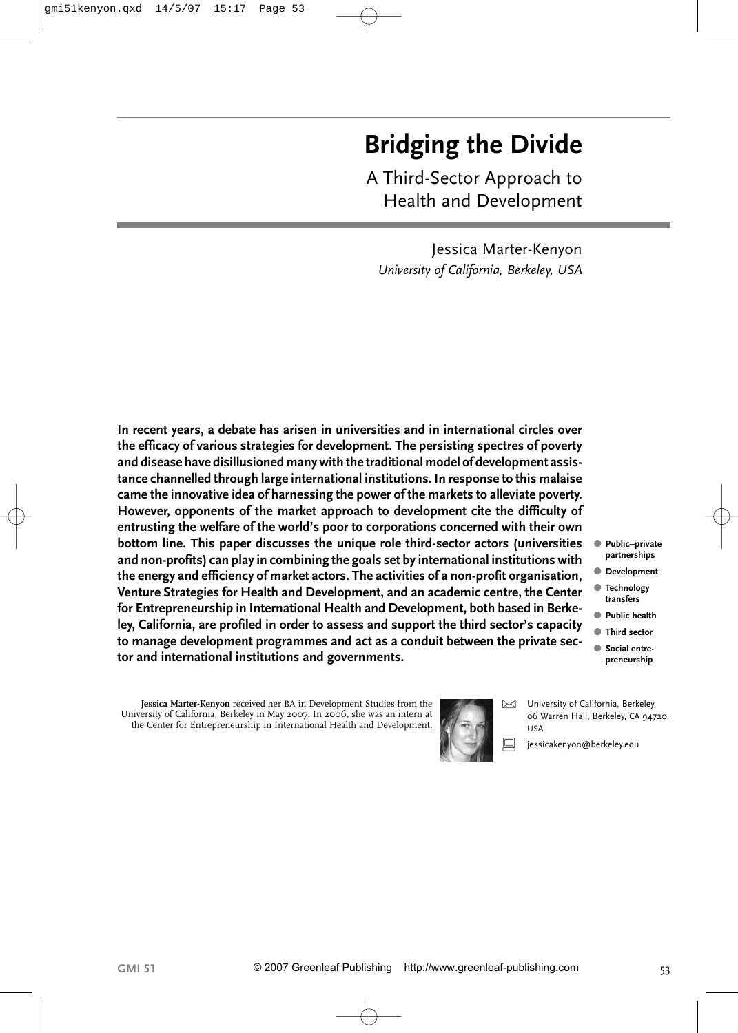# Bridging the Divide

## A Third-Sector Approach to Health and Development

Jessica Marter-Kenyon
*University of California, Berkeley, USA*

**In recent years, a debate has arisen in universities and in international circles over the efficacy of various strategies for development. The persisting spectres of poverty and disease have disillusioned many with the traditional model of development assistance channelled through large international institutions. In response to this malaise came the innovative idea of harnessing the power of the markets to alleviate poverty. However, opponents of the market approach to development cite the difficulty of entrusting the welfare of the world's poor to corporations concerned with their own bottom line. This paper discusses the unique role third-sector actors (universities and non-profits) can play in combining the goals set by international institutions with the energy and efficiency of market actors. The activities of a non-profit organisation, Venture Strategies for Health and Development, and an academic centre, the Center for Entrepreneurship in International Health and Development, both based in Berkeley, California, are profiled in order to assess and support the third sector's capacity to manage development programmes and act as a conduit between the private sector and international institutions and governments.**

- **Public–private partnerships**
- **Development**
- **Technology transfers**
- **Public health**
- **Third sector**
- **Social entrepreneurship**

**Jessica Marter-Kenyon** received her BA in Development Studies from the University of California, Berkeley in May 2007. In 2006, she was an intern at the Center for Entrepreneurship in International Health and Development.

University of California, Berkeley, 06 Warren Hall, Berkeley, CA 94720, USA

jessicakenyon@berkeley.edu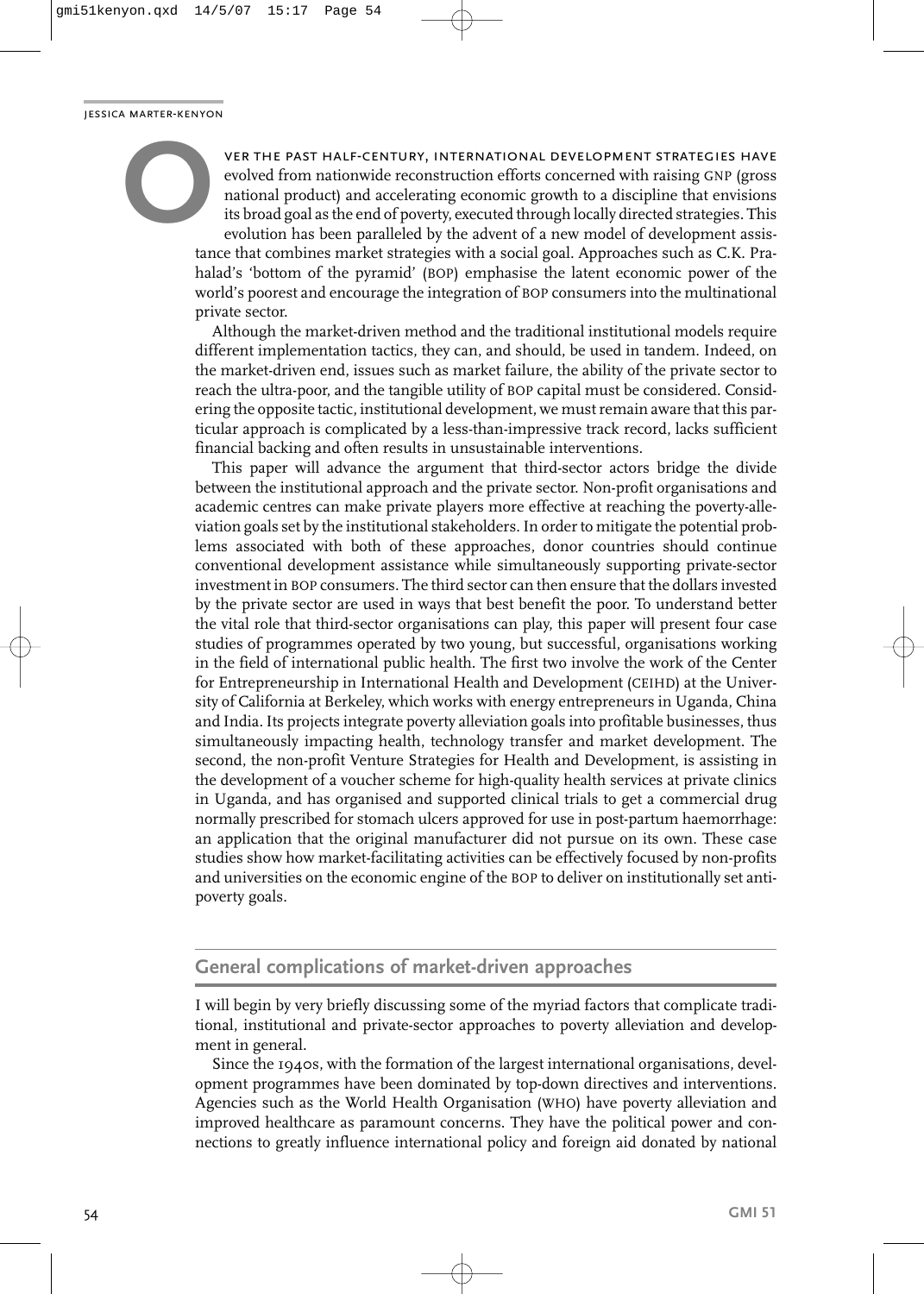Over the past half-century, international development strategies have evolved from nationwide reconstruction efforts concerned with raising GNP (gross national product) and accelerating economic growth to a discipline that envisions its broad goal as the end of poverty, executed through locally directed strategies. This evolution has been paralleled by the advent of a new model of development assistance that combines market strategies with a social goal. Approaches such as C.K. Prahalad's 'bottom of the pyramid' (BOP) emphasise the latent economic power of the world's poorest and encourage the integration of BOP consumers into the multinational private sector.

Although the market-driven method and the traditional institutional models require different implementation tactics, they can, and should, be used in tandem. Indeed, on the market-driven end, issues such as market failure, the ability of the private sector to reach the ultra-poor, and the tangible utility of BOP capital must be considered. Considering the opposite tactic, institutional development, we must remain aware that this particular approach is complicated by a less-than-impressive track record, lacks sufficient financial backing and often results in unsustainable interventions.

This paper will advance the argument that third-sector actors bridge the divide between the institutional approach and the private sector. Non-profit organisations and academic centres can make private players more effective at reaching the poverty-alleviation goals set by the institutional stakeholders. In order to mitigate the potential problems associated with both of these approaches, donor countries should continue conventional development assistance while simultaneously supporting private-sector investment in BOP consumers. The third sector can then ensure that the dollars invested by the private sector are used in ways that best benefit the poor. To understand better the vital role that third-sector organisations can play, this paper will present four case studies of programmes operated by two young, but successful, organisations working in the field of international public health. The first two involve the work of the Center for Entrepreneurship in International Health and Development (CEIHD) at the University of California at Berkeley, which works with energy entrepreneurs in Uganda, China and India. Its projects integrate poverty alleviation goals into profitable businesses, thus simultaneously impacting health, technology transfer and market development. The second, the non-profit Venture Strategies for Health and Development, is assisting in the development of a voucher scheme for high-quality health services at private clinics in Uganda, and has organised and supported clinical trials to get a commercial drug normally prescribed for stomach ulcers approved for use in post-partum haemorrhage: an application that the original manufacturer did not pursue on its own. These case studies show how market-facilitating activities can be effectively focused by non-profits and universities on the economic engine of the BOP to deliver on institutionally set anti-poverty goals.

## General complications of market-driven approaches

I will begin by very briefly discussing some of the myriad factors that complicate traditional, institutional and private-sector approaches to poverty alleviation and development in general.

Since the 1940s, with the formation of the largest international organisations, development programmes have been dominated by top-down directives and interventions. Agencies such as the World Health Organisation (WHO) have poverty alleviation and improved healthcare as paramount concerns. They have the political power and connections to greatly influence international policy and foreign aid donated by national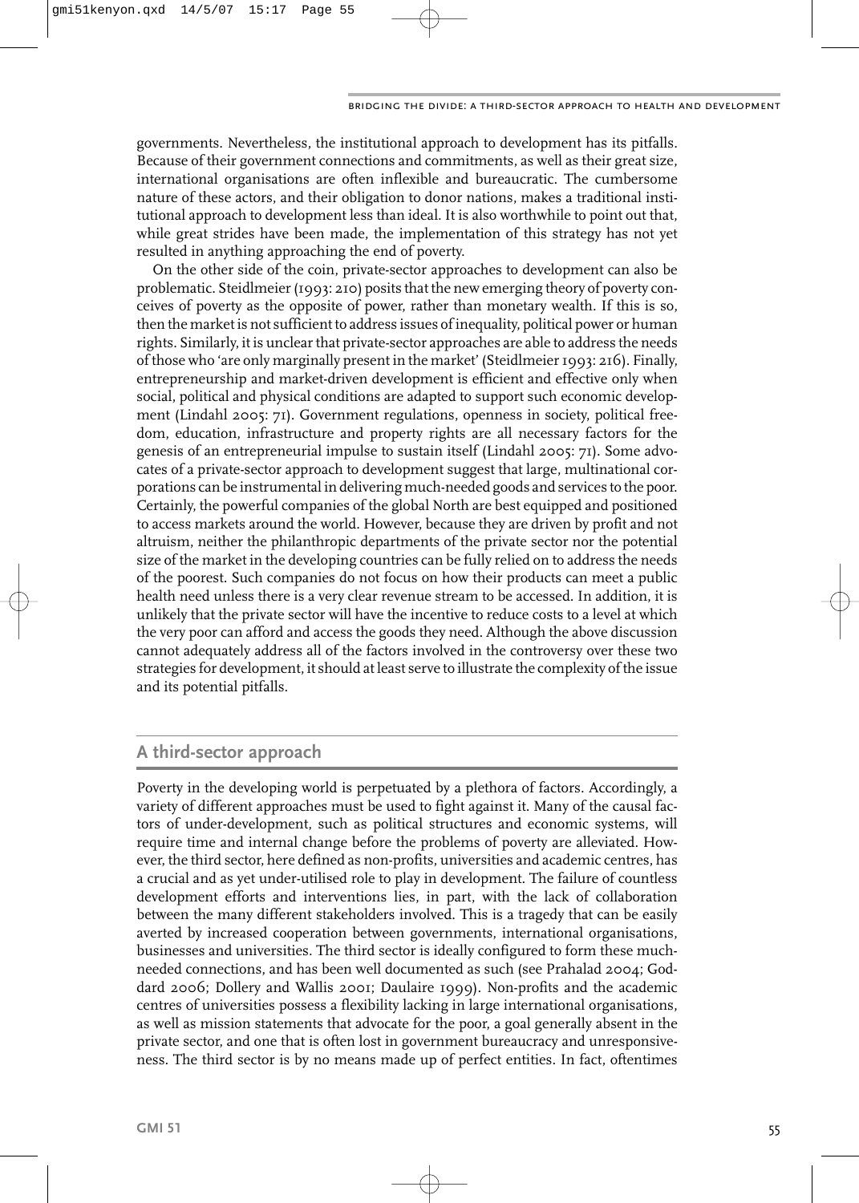governments. Nevertheless, the institutional approach to development has its pitfalls. Because of their government connections and commitments, as well as their great size, international organisations are often inflexible and bureaucratic. The cumbersome nature of these actors, and their obligation to donor nations, makes a traditional institutional approach to development less than ideal. It is also worthwhile to point out that, while great strides have been made, the implementation of this strategy has not yet resulted in anything approaching the end of poverty.

On the other side of the coin, private-sector approaches to development can also be problematic. Steidlmeier (1993: 210) posits that the new emerging theory of poverty conceives of poverty as the opposite of power, rather than monetary wealth. If this is so, then the market is not sufficient to address issues of inequality, political power or human rights. Similarly, it is unclear that private-sector approaches are able to address the needs of those who 'are only marginally present in the market' (Steidlmeier 1993: 216). Finally, entrepreneurship and market-driven development is efficient and effective only when social, political and physical conditions are adapted to support such economic development (Lindahl 2005: 71). Government regulations, openness in society, political freedom, education, infrastructure and property rights are all necessary factors for the genesis of an entrepreneurial impulse to sustain itself (Lindahl 2005: 71). Some advocates of a private-sector approach to development suggest that large, multinational corporations can be instrumental in delivering much-needed goods and services to the poor. Certainly, the powerful companies of the global North are best equipped and positioned to access markets around the world. However, because they are driven by profit and not altruism, neither the philanthropic departments of the private sector nor the potential size of the market in the developing countries can be fully relied on to address the needs of the poorest. Such companies do not focus on how their products can meet a public health need unless there is a very clear revenue stream to be accessed. In addition, it is unlikely that the private sector will have the incentive to reduce costs to a level at which the very poor can afford and access the goods they need. Although the above discussion cannot adequately address all of the factors involved in the controversy over these two strategies for development, it should at least serve to illustrate the complexity of the issue and its potential pitfalls.

## A third-sector approach

Poverty in the developing world is perpetuated by a plethora of factors. Accordingly, a variety of different approaches must be used to fight against it. Many of the causal factors of under-development, such as political structures and economic systems, will require time and internal change before the problems of poverty are alleviated. However, the third sector, here defined as non-profits, universities and academic centres, has a crucial and as yet under-utilised role to play in development. The failure of countless development efforts and interventions lies, in part, with the lack of collaboration between the many different stakeholders involved. This is a tragedy that can be easily averted by increased cooperation between governments, international organisations, businesses and universities. The third sector is ideally configured to form these much-needed connections, and has been well documented as such (see Prahalad 2004; Goddard 2006; Dollery and Wallis 2001; Daulaire 1999). Non-profits and the academic centres of universities possess a flexibility lacking in large international organisations, as well as mission statements that advocate for the poor, a goal generally absent in the private sector, and one that is often lost in government bureaucracy and unresponsiveness. The third sector is by no means made up of perfect entities. In fact, oftentimes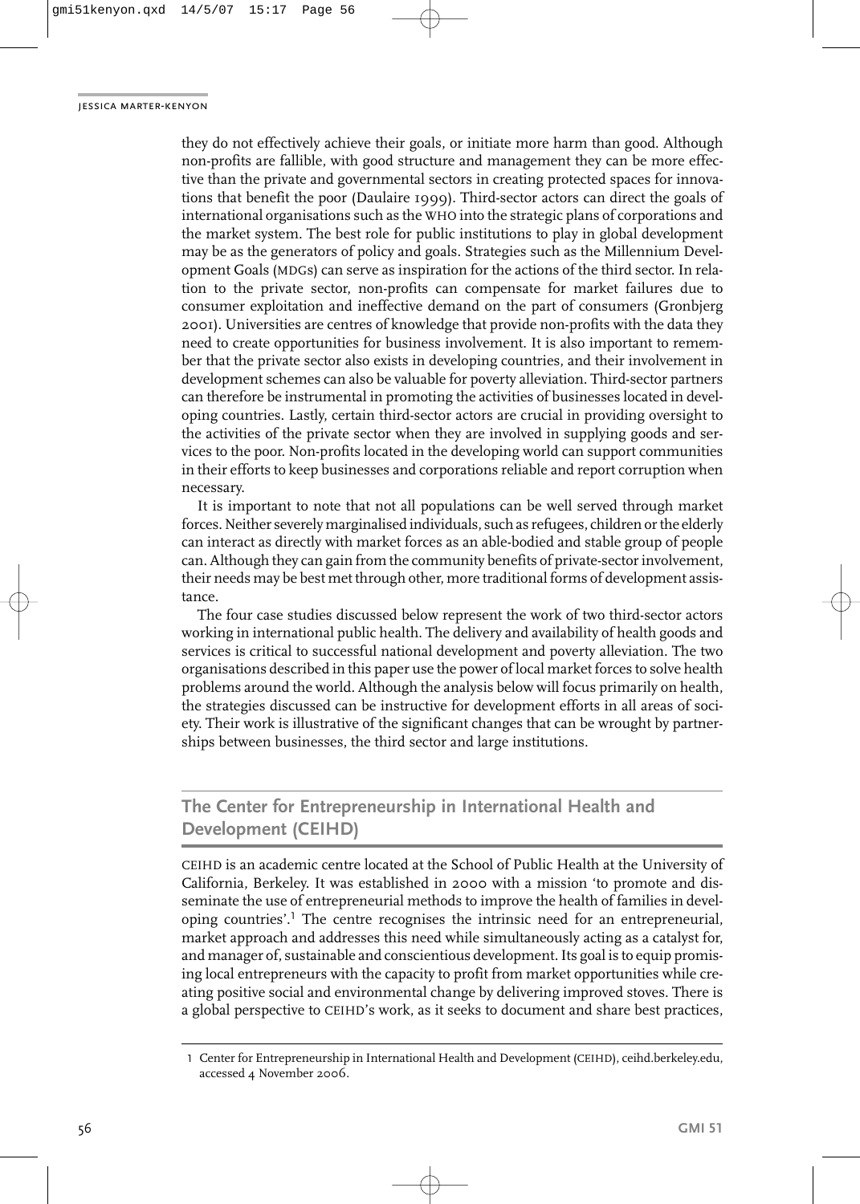they do not effectively achieve their goals, or initiate more harm than good. Although non-profits are fallible, with good structure and management they can be more effective than the private and governmental sectors in creating protected spaces for innovations that benefit the poor (Daulaire 1999). Third-sector actors can direct the goals of international organisations such as the WHO into the strategic plans of corporations and the market system. The best role for public institutions to play in global development may be as the generators of policy and goals. Strategies such as the Millennium Development Goals (MDGs) can serve as inspiration for the actions of the third sector. In relation to the private sector, non-profits can compensate for market failures due to consumer exploitation and ineffective demand on the part of consumers (Gronbjerg 2001). Universities are centres of knowledge that provide non-profits with the data they need to create opportunities for business involvement. It is also important to remember that the private sector also exists in developing countries, and their involvement in development schemes can also be valuable for poverty alleviation. Third-sector partners can therefore be instrumental in promoting the activities of businesses located in developing countries. Lastly, certain third-sector actors are crucial in providing oversight to the activities of the private sector when they are involved in supplying goods and services to the poor. Non-profits located in the developing world can support communities in their efforts to keep businesses and corporations reliable and report corruption when necessary.

It is important to note that not all populations can be well served through market forces. Neither severely marginalised individuals, such as refugees, children or the elderly can interact as directly with market forces as an able-bodied and stable group of people can. Although they can gain from the community benefits of private-sector involvement, their needs may be best met through other, more traditional forms of development assistance.

The four case studies discussed below represent the work of two third-sector actors working in international public health. The delivery and availability of health goods and services is critical to successful national development and poverty alleviation. The two organisations described in this paper use the power of local market forces to solve health problems around the world. Although the analysis below will focus primarily on health, the strategies discussed can be instructive for development efforts in all areas of society. Their work is illustrative of the significant changes that can be wrought by partnerships between businesses, the third sector and large institutions.

## The Center for Entrepreneurship in International Health and Development (CEIHD)

CEIHD is an academic centre located at the School of Public Health at the University of California, Berkeley. It was established in 2000 with a mission 'to promote and disseminate the use of entrepreneurial methods to improve the health of families in developing countries'.[1] The centre recognises the intrinsic need for an entrepreneurial, market approach and addresses this need while simultaneously acting as a catalyst for, and manager of, sustainable and conscientious development. Its goal is to equip promising local entrepreneurs with the capacity to profit from market opportunities while creating positive social and environmental change by delivering improved stoves. There is a global perspective to CEIHD's work, as it seeks to document and share best practices,

1 Center for Entrepreneurship in International Health and Development (CEIHD), ceihd.berkeley.edu, accessed 4 November 2006.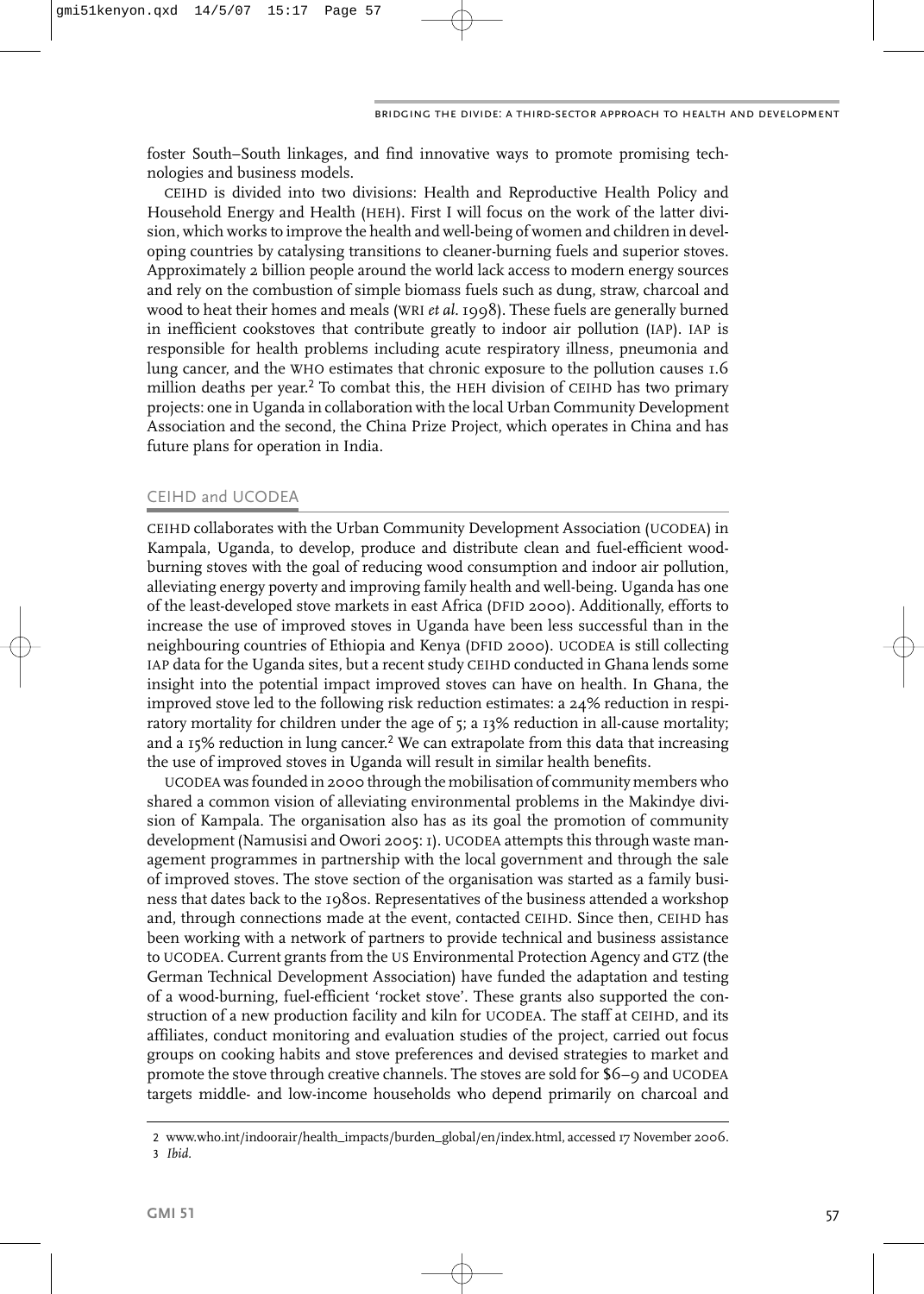foster South–South linkages, and find innovative ways to promote promising technologies and business models.

CEIHD is divided into two divisions: Health and Reproductive Health Policy and Household Energy and Health (HEH). First I will focus on the work of the latter division, which works to improve the health and well-being of women and children in developing countries by catalysing transitions to cleaner-burning fuels and superior stoves. Approximately 2 billion people around the world lack access to modern energy sources and rely on the combustion of simple biomass fuels such as dung, straw, charcoal and wood to heat their homes and meals (WRI *et al.* 1998). These fuels are generally burned in inefficient cookstoves that contribute greatly to indoor air pollution (IAP). IAP is responsible for health problems including acute respiratory illness, pneumonia and lung cancer, and the WHO estimates that chronic exposure to the pollution causes 1.6 million deaths per year.[2] To combat this, the HEH division of CEIHD has two primary projects: one in Uganda in collaboration with the local Urban Community Development Association and the second, the China Prize Project, which operates in China and has future plans for operation in India.

## CEIHD and UCODEA

CEIHD collaborates with the Urban Community Development Association (UCODEA) in Kampala, Uganda, to develop, produce and distribute clean and fuel-efficient wood-burning stoves with the goal of reducing wood consumption and indoor air pollution, alleviating energy poverty and improving family health and well-being. Uganda has one of the least-developed stove markets in east Africa (DFID 2000). Additionally, efforts to increase the use of improved stoves in Uganda have been less successful than in the neighbouring countries of Ethiopia and Kenya (DFID 2000). UCODEA is still collecting IAP data for the Uganda sites, but a recent study CEIHD conducted in Ghana lends some insight into the potential impact improved stoves can have on health. In Ghana, the improved stove led to the following risk reduction estimates: a 24% reduction in respiratory mortality for children under the age of 5; a 13% reduction in all-cause mortality; and a 15% reduction in lung cancer.[2] We can extrapolate from this data that increasing the use of improved stoves in Uganda will result in similar health benefits.

UCODEA was founded in 2000 through the mobilisation of community members who shared a common vision of alleviating environmental problems in the Makindye division of Kampala. The organisation also has as its goal the promotion of community development (Namusisi and Owori 2005: 1). UCODEA attempts this through waste management programmes in partnership with the local government and through the sale of improved stoves. The stove section of the organisation was started as a family business that dates back to the 1980s. Representatives of the business attended a workshop and, through connections made at the event, contacted CEIHD. Since then, CEIHD has been working with a network of partners to provide technical and business assistance to UCODEA. Current grants from the US Environmental Protection Agency and GTZ (the German Technical Development Association) have funded the adaptation and testing of a wood-burning, fuel-efficient 'rocket stove'. These grants also supported the construction of a new production facility and kiln for UCODEA. The staff at CEIHD, and its affiliates, conduct monitoring and evaluation studies of the project, carried out focus groups on cooking habits and stove preferences and devised strategies to market and promote the stove through creative channels. The stoves are sold for $6–9 and UCODEA targets middle- and low-income households who depend primarily on charcoal and

---

2 www.who.int/indoorair/health_impacts/burden_global/en/index.html, accessed 17 November 2006.

3 *Ibid.*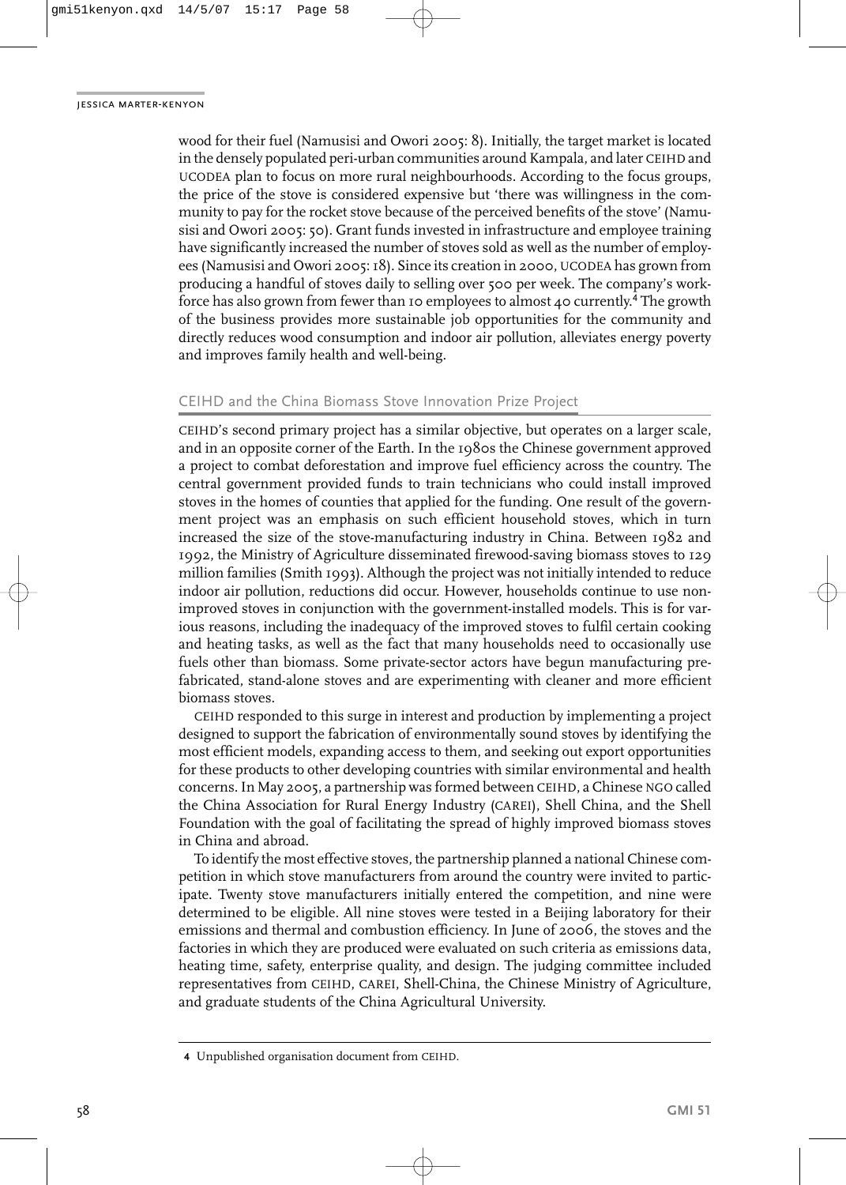wood for their fuel (Namusisi and Owori 2005: 8). Initially, the target market is located in the densely populated peri-urban communities around Kampala, and later CEIHD and UCODEA plan to focus on more rural neighbourhoods. According to the focus groups, the price of the stove is considered expensive but 'there was willingness in the community to pay for the rocket stove because of the perceived benefits of the stove' (Namusisi and Owori 2005: 50). Grant funds invested in infrastructure and employee training have significantly increased the number of stoves sold as well as the number of employees (Namusisi and Owori 2005: 18). Since its creation in 2000, UCODEA has grown from producing a handful of stoves daily to selling over 500 per week. The company's workforce has also grown from fewer than 10 employees to almost 40 currently.[4] The growth of the business provides more sustainable job opportunities for the community and directly reduces wood consumption and indoor air pollution, alleviates energy poverty and improves family health and well-being.

## CEIHD and the China Biomass Stove Innovation Prize Project

CEIHD's second primary project has a similar objective, but operates on a larger scale, and in an opposite corner of the Earth. In the 1980s the Chinese government approved a project to combat deforestation and improve fuel efficiency across the country. The central government provided funds to train technicians who could install improved stoves in the homes of counties that applied for the funding. One result of the government project was an emphasis on such efficient household stoves, which in turn increased the size of the stove-manufacturing industry in China. Between 1982 and 1992, the Ministry of Agriculture disseminated firewood-saving biomass stoves to 129 million families (Smith 1993). Although the project was not initially intended to reduce indoor air pollution, reductions did occur. However, households continue to use non-improved stoves in conjunction with the government-installed models. This is for various reasons, including the inadequacy of the improved stoves to fulfil certain cooking and heating tasks, as well as the fact that many households need to occasionally use fuels other than biomass. Some private-sector actors have begun manufacturing prefabricated, stand-alone stoves and are experimenting with cleaner and more efficient biomass stoves.

CEIHD responded to this surge in interest and production by implementing a project designed to support the fabrication of environmentally sound stoves by identifying the most efficient models, expanding access to them, and seeking out export opportunities for these products to other developing countries with similar environmental and health concerns. In May 2005, a partnership was formed between CEIHD, a Chinese NGO called the China Association for Rural Energy Industry (CAREI), Shell China, and the Shell Foundation with the goal of facilitating the spread of highly improved biomass stoves in China and abroad.

To identify the most effective stoves, the partnership planned a national Chinese competition in which stove manufacturers from around the country were invited to participate. Twenty stove manufacturers initially entered the competition, and nine were determined to be eligible. All nine stoves were tested in a Beijing laboratory for their emissions and thermal and combustion efficiency. In June of 2006, the stoves and the factories in which they are produced were evaluated on such criteria as emissions data, heating time, safety, enterprise quality, and design. The judging committee included representatives from CEIHD, CAREI, Shell-China, the Chinese Ministry of Agriculture, and graduate students of the China Agricultural University.

---

4 Unpublished organisation document from CEIHD.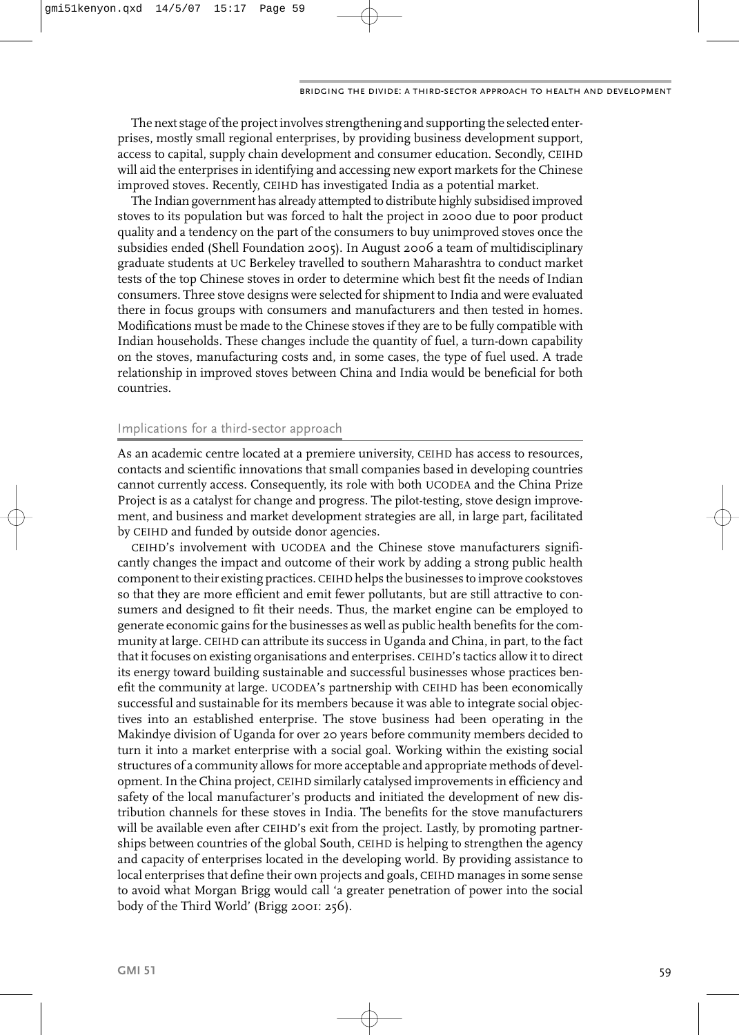The next stage of the project involves strengthening and supporting the selected enterprises, mostly small regional enterprises, by providing business development support, access to capital, supply chain development and consumer education. Secondly, CEIHD will aid the enterprises in identifying and accessing new export markets for the Chinese improved stoves. Recently, CEIHD has investigated India as a potential market.

The Indian government has already attempted to distribute highly subsidised improved stoves to its population but was forced to halt the project in 2000 due to poor product quality and a tendency on the part of the consumers to buy unimproved stoves once the subsidies ended (Shell Foundation 2005). In August 2006 a team of multidisciplinary graduate students at UC Berkeley travelled to southern Maharashtra to conduct market tests of the top Chinese stoves in order to determine which best fit the needs of Indian consumers. Three stove designs were selected for shipment to India and were evaluated there in focus groups with consumers and manufacturers and then tested in homes. Modifications must be made to the Chinese stoves if they are to be fully compatible with Indian households. These changes include the quantity of fuel, a turn-down capability on the stoves, manufacturing costs and, in some cases, the type of fuel used. A trade relationship in improved stoves between China and India would be beneficial for both countries.

## Implications for a third-sector approach

As an academic centre located at a premiere university, CEIHD has access to resources, contacts and scientific innovations that small companies based in developing countries cannot currently access. Consequently, its role with both UCODEA and the China Prize Project is as a catalyst for change and progress. The pilot-testing, stove design improvement, and business and market development strategies are all, in large part, facilitated by CEIHD and funded by outside donor agencies.

CEIHD's involvement with UCODEA and the Chinese stove manufacturers significantly changes the impact and outcome of their work by adding a strong public health component to their existing practices. CEIHD helps the businesses to improve cookstoves so that they are more efficient and emit fewer pollutants, but are still attractive to consumers and designed to fit their needs. Thus, the market engine can be employed to generate economic gains for the businesses as well as public health benefits for the community at large. CEIHD can attribute its success in Uganda and China, in part, to the fact that it focuses on existing organisations and enterprises. CEIHD's tactics allow it to direct its energy toward building sustainable and successful businesses whose practices benefit the community at large. UCODEA's partnership with CEIHD has been economically successful and sustainable for its members because it was able to integrate social objectives into an established enterprise. The stove business had been operating in the Makindye division of Uganda for over 20 years before community members decided to turn it into a market enterprise with a social goal. Working within the existing social structures of a community allows for more acceptable and appropriate methods of development. In the China project, CEIHD similarly catalysed improvements in efficiency and safety of the local manufacturer's products and initiated the development of new distribution channels for these stoves in India. The benefits for the stove manufacturers will be available even after CEIHD's exit from the project. Lastly, by promoting partnerships between countries of the global South, CEIHD is helping to strengthen the agency and capacity of enterprises located in the developing world. By providing assistance to local enterprises that define their own projects and goals, CEIHD manages in some sense to avoid what Morgan Brigg would call 'a greater penetration of power into the social body of the Third World' (Brigg 2001: 256).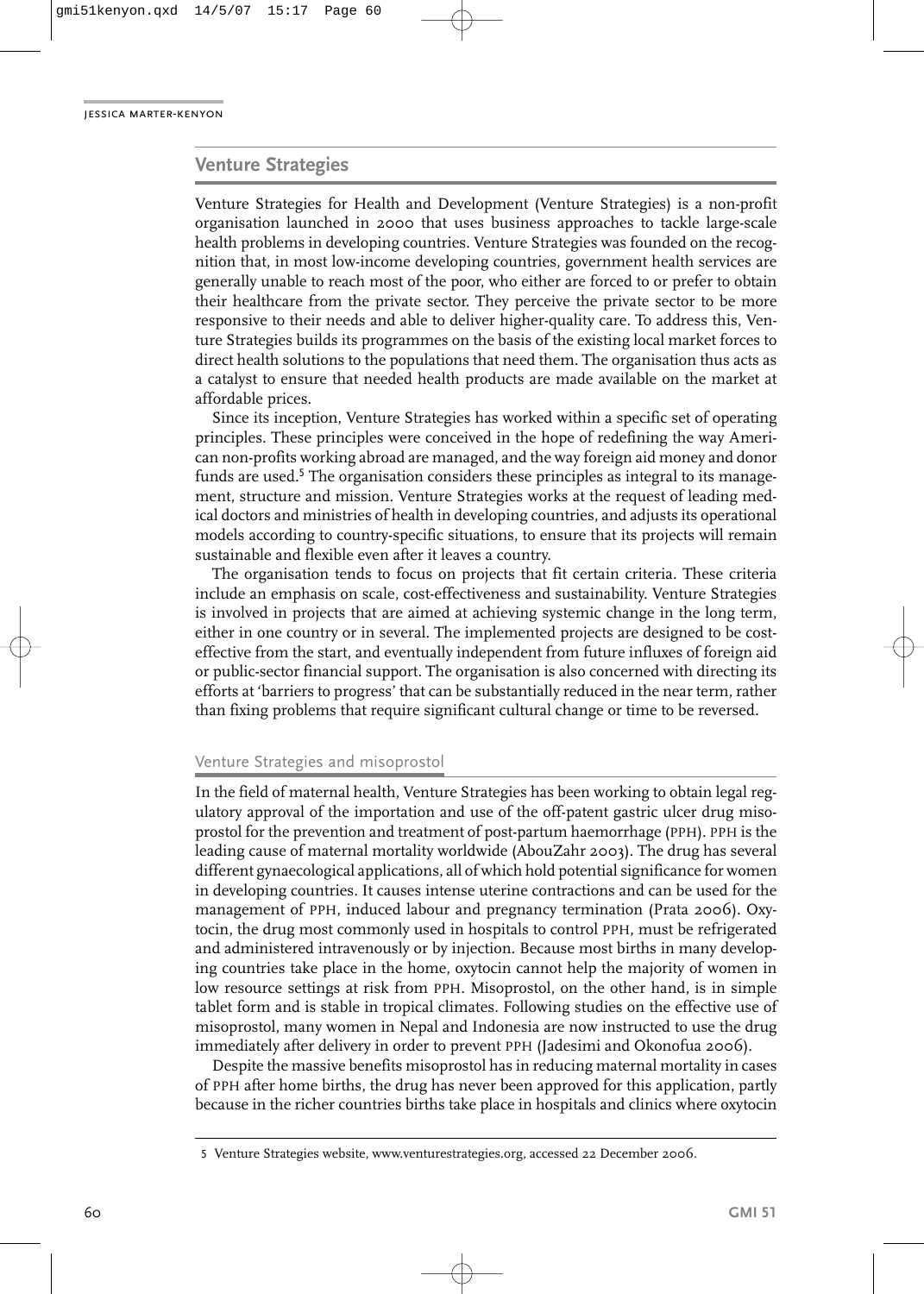## Venture Strategies

Venture Strategies for Health and Development (Venture Strategies) is a non-profit organisation launched in 2000 that uses business approaches to tackle large-scale health problems in developing countries. Venture Strategies was founded on the recognition that, in most low-income developing countries, government health services are generally unable to reach most of the poor, who either are forced to or prefer to obtain their healthcare from the private sector. They perceive the private sector to be more responsive to their needs and able to deliver higher-quality care. To address this, Venture Strategies builds its programmes on the basis of the existing local market forces to direct health solutions to the populations that need them. The organisation thus acts as a catalyst to ensure that needed health products are made available on the market at affordable prices.

Since its inception, Venture Strategies has worked within a specific set of operating principles. These principles were conceived in the hope of redefining the way American non-profits working abroad are managed, and the way foreign aid money and donor funds are used.[5] The organisation considers these principles as integral to its management, structure and mission. Venture Strategies works at the request of leading medical doctors and ministries of health in developing countries, and adjusts its operational models according to country-specific situations, to ensure that its projects will remain sustainable and flexible even after it leaves a country.

The organisation tends to focus on projects that fit certain criteria. These criteria include an emphasis on scale, cost-effectiveness and sustainability. Venture Strategies is involved in projects that are aimed at achieving systemic change in the long term, either in one country or in several. The implemented projects are designed to be cost-effective from the start, and eventually independent from future influxes of foreign aid or public-sector financial support. The organisation is also concerned with directing its efforts at 'barriers to progress' that can be substantially reduced in the near term, rather than fixing problems that require significant cultural change or time to be reversed.

### Venture Strategies and misoprostol

In the field of maternal health, Venture Strategies has been working to obtain legal regulatory approval of the importation and use of the off-patent gastric ulcer drug misoprostol for the prevention and treatment of post-partum haemorrhage (PPH). PPH is the leading cause of maternal mortality worldwide (AbouZahr 2003). The drug has several different gynaecological applications, all of which hold potential significance for women in developing countries. It causes intense uterine contractions and can be used for the management of PPH, induced labour and pregnancy termination (Prata 2006). Oxytocin, the drug most commonly used in hospitals to control PPH, must be refrigerated and administered intravenously or by injection. Because most births in many developing countries take place in the home, oxytocin cannot help the majority of women in low resource settings at risk from PPH. Misoprostol, on the other hand, is in simple tablet form and is stable in tropical climates. Following studies on the effective use of misoprostol, many women in Nepal and Indonesia are now instructed to use the drug immediately after delivery in order to prevent PPH (Jadesimi and Okonofua 2006).

Despite the massive benefits misoprostol has in reducing maternal mortality in cases of PPH after home births, the drug has never been approved for this application, partly because in the richer countries births take place in hospitals and clinics where oxytocin

5 Venture Strategies website, www.venturestrategies.org, accessed 22 December 2006.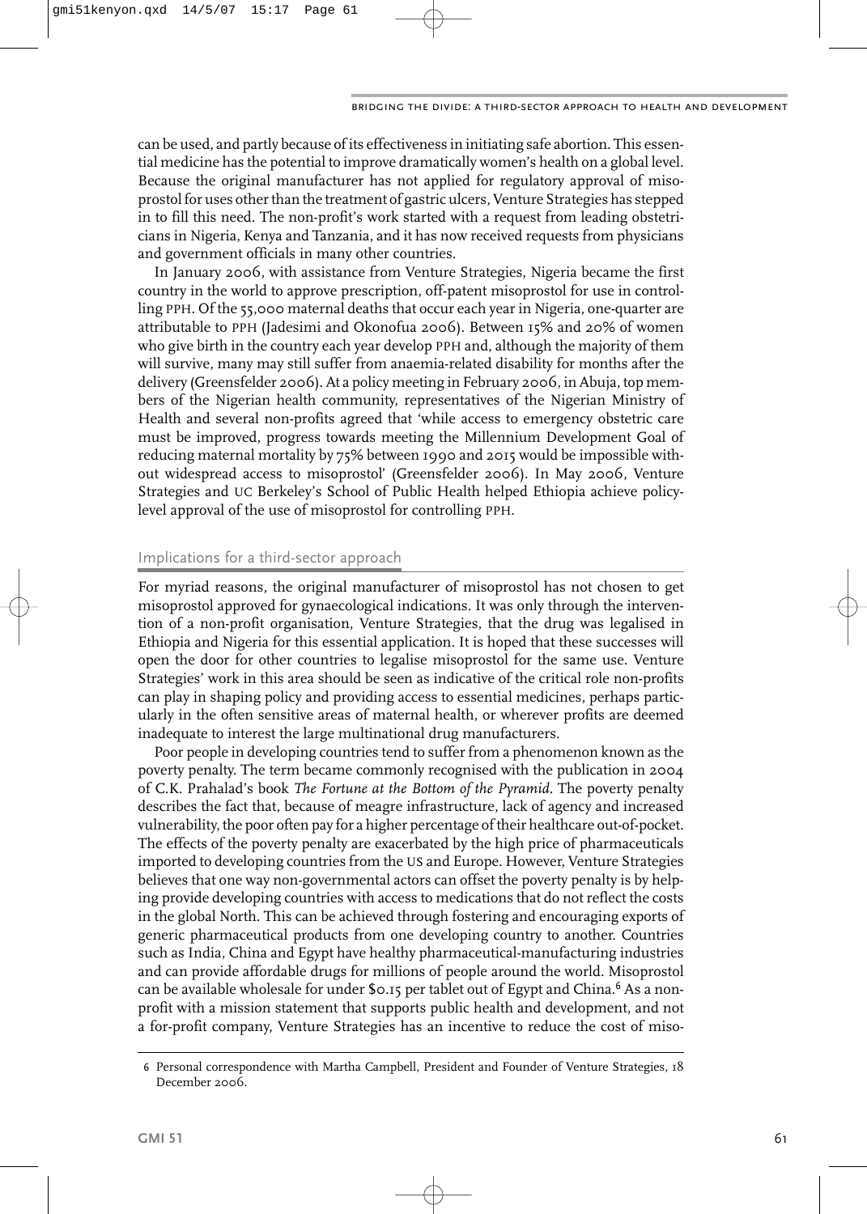can be used, and partly because of its effectiveness in initiating safe abortion. This essential medicine has the potential to improve dramatically women's health on a global level. Because the original manufacturer has not applied for regulatory approval of misoprostol for uses other than the treatment of gastric ulcers, Venture Strategies has stepped in to fill this need. The non-profit's work started with a request from leading obstetricians in Nigeria, Kenya and Tanzania, and it has now received requests from physicians and government officials in many other countries.

In January 2006, with assistance from Venture Strategies, Nigeria became the first country in the world to approve prescription, off-patent misoprostol for use in controlling PPH. Of the 55,000 maternal deaths that occur each year in Nigeria, one-quarter are attributable to PPH (Jadesimi and Okonofua 2006). Between 15% and 20% of women who give birth in the country each year develop PPH and, although the majority of them will survive, many may still suffer from anaemia-related disability for months after the delivery (Greensfelder 2006). At a policy meeting in February 2006, in Abuja, top members of the Nigerian health community, representatives of the Nigerian Ministry of Health and several non-profits agreed that 'while access to emergency obstetric care must be improved, progress towards meeting the Millennium Development Goal of reducing maternal mortality by 75% between 1990 and 2015 would be impossible without widespread access to misoprostol' (Greensfelder 2006). In May 2006, Venture Strategies and UC Berkeley's School of Public Health helped Ethiopia achieve policy-level approval of the use of misoprostol for controlling PPH.

## Implications for a third-sector approach

For myriad reasons, the original manufacturer of misoprostol has not chosen to get misoprostol approved for gynaecological indications. It was only through the intervention of a non-profit organisation, Venture Strategies, that the drug was legalised in Ethiopia and Nigeria for this essential application. It is hoped that these successes will open the door for other countries to legalise misoprostol for the same use. Venture Strategies' work in this area should be seen as indicative of the critical role non-profits can play in shaping policy and providing access to essential medicines, perhaps particularly in the often sensitive areas of maternal health, or wherever profits are deemed inadequate to interest the large multinational drug manufacturers.

Poor people in developing countries tend to suffer from a phenomenon known as the poverty penalty. The term became commonly recognised with the publication in 2004 of C.K. Prahalad's book *The Fortune at the Bottom of the Pyramid*. The poverty penalty describes the fact that, because of meagre infrastructure, lack of agency and increased vulnerability, the poor often pay for a higher percentage of their healthcare out-of-pocket. The effects of the poverty penalty are exacerbated by the high price of pharmaceuticals imported to developing countries from the US and Europe. However, Venture Strategies believes that one way non-governmental actors can offset the poverty penalty is by helping provide developing countries with access to medications that do not reflect the costs in the global North. This can be achieved through fostering and encouraging exports of generic pharmaceutical products from one developing country to another. Countries such as India, China and Egypt have healthy pharmaceutical-manufacturing industries and can provide affordable drugs for millions of people around the world. Misoprostol can be available wholesale for under $0.15 per tablet out of Egypt and China.[6] As a non-profit with a mission statement that supports public health and development, and not a for-profit company, Venture Strategies has an incentive to reduce the cost of miso-

6 Personal correspondence with Martha Campbell, President and Founder of Venture Strategies, 18 December 2006.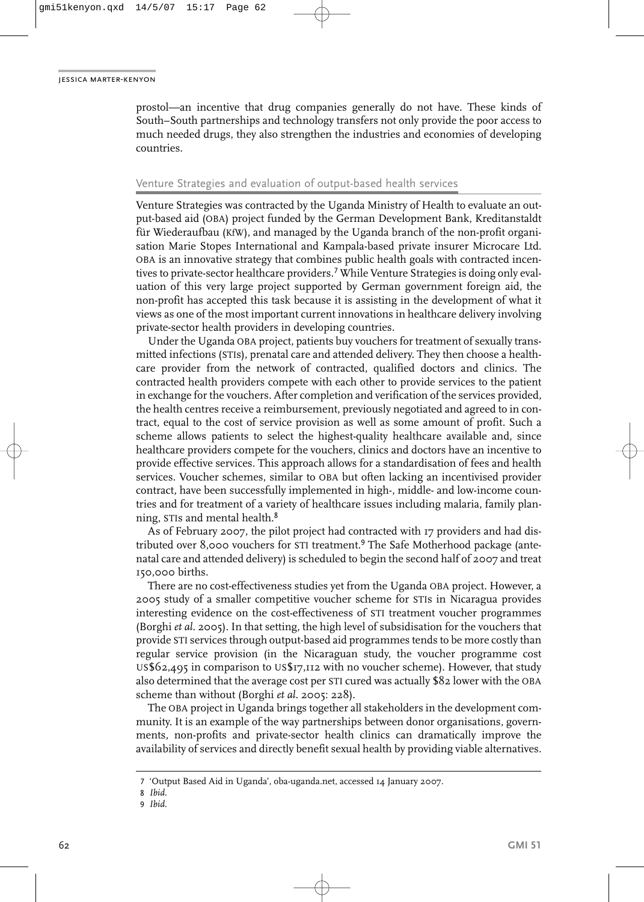prostol—an incentive that drug companies generally do not have. These kinds of South–South partnerships and technology transfers not only provide the poor access to much needed drugs, they also strengthen the industries and economies of developing countries.

## Venture Strategies and evaluation of output-based health services

Venture Strategies was contracted by the Uganda Ministry of Health to evaluate an output-based aid (OBA) project funded by the German Development Bank, Kreditanstaldt für Wiederaufbau (KfW), and managed by the Uganda branch of the non-profit organisation Marie Stopes International and Kampala-based private insurer Microcare Ltd. OBA is an innovative strategy that combines public health goals with contracted incentives to private-sector healthcare providers.[7] While Venture Strategies is doing only evaluation of this very large project supported by German government foreign aid, the non-profit has accepted this task because it is assisting in the development of what it views as one of the most important current innovations in healthcare delivery involving private-sector health providers in developing countries.

Under the Uganda OBA project, patients buy vouchers for treatment of sexually transmitted infections (STIs), prenatal care and attended delivery. They then choose a healthcare provider from the network of contracted, qualified doctors and clinics. The contracted health providers compete with each other to provide services to the patient in exchange for the vouchers. After completion and verification of the services provided, the health centres receive a reimbursement, previously negotiated and agreed to in contract, equal to the cost of service provision as well as some amount of profit. Such a scheme allows patients to select the highest-quality healthcare available and, since healthcare providers compete for the vouchers, clinics and doctors have an incentive to provide effective services. This approach allows for a standardisation of fees and health services. Voucher schemes, similar to OBA but often lacking an incentivised provider contract, have been successfully implemented in high-, middle- and low-income countries and for treatment of a variety of healthcare issues including malaria, family planning, STIs and mental health.[8]

As of February 2007, the pilot project had contracted with 17 providers and had distributed over 8,000 vouchers for STI treatment.[9] The Safe Motherhood package (antenatal care and attended delivery) is scheduled to begin the second half of 2007 and treat 150,000 births.

There are no cost-effectiveness studies yet from the Uganda OBA project. However, a 2005 study of a smaller competitive voucher scheme for STIs in Nicaragua provides interesting evidence on the cost-effectiveness of STI treatment voucher programmes (Borghi *et al.* 2005). In that setting, the high level of subsidisation for the vouchers that provide STI services through output-based aid programmes tends to be more costly than regular service provision (in the Nicaraguan study, the voucher programme cost US$62,495 in comparison to US$17,112 with no voucher scheme). However, that study also determined that the average cost per STI cured was actually $82 lower with the OBA scheme than without (Borghi *et al.* 2005: 228).

The OBA project in Uganda brings together all stakeholders in the development community. It is an example of the way partnerships between donor organisations, governments, non-profits and private-sector health clinics can dramatically improve the availability of services and directly benefit sexual health by providing viable alternatives.

7 'Output Based Aid in Uganda', oba-uganda.net, accessed 14 January 2007.

8 *Ibid.*

9 *Ibid.*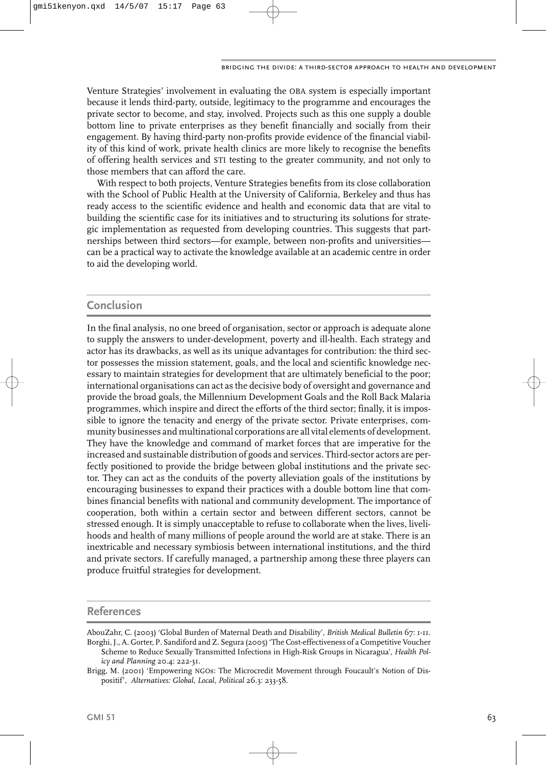Venture Strategies' involvement in evaluating the OBA system is especially important because it lends third-party, outside, legitimacy to the programme and encourages the private sector to become, and stay, involved. Projects such as this one supply a double bottom line to private enterprises as they benefit financially and socially from their engagement. By having third-party non-profits provide evidence of the financial viability of this kind of work, private health clinics are more likely to recognise the benefits of offering health services and STI testing to the greater community, and not only to those members that can afford the care.

With respect to both projects, Venture Strategies benefits from its close collaboration with the School of Public Health at the University of California, Berkeley and thus has ready access to the scientific evidence and health and economic data that are vital to building the scientific case for its initiatives and to structuring its solutions for strategic implementation as requested from developing countries. This suggests that partnerships between third sectors—for example, between non-profits and universities—can be a practical way to activate the knowledge available at an academic centre in order to aid the developing world.

## Conclusion

In the final analysis, no one breed of organisation, sector or approach is adequate alone to supply the answers to under-development, poverty and ill-health. Each strategy and actor has its drawbacks, as well as its unique advantages for contribution: the third sector possesses the mission statement, goals, and the local and scientific knowledge necessary to maintain strategies for development that are ultimately beneficial to the poor; international organisations can act as the decisive body of oversight and governance and provide the broad goals, the Millennium Development Goals and the Roll Back Malaria programmes, which inspire and direct the efforts of the third sector; finally, it is impossible to ignore the tenacity and energy of the private sector. Private enterprises, community businesses and multinational corporations are all vital elements of development. They have the knowledge and command of market forces that are imperative for the increased and sustainable distribution of goods and services. Third-sector actors are perfectly positioned to provide the bridge between global institutions and the private sector. They can act as the conduits of the poverty alleviation goals of the institutions by encouraging businesses to expand their practices with a double bottom line that combines financial benefits with national and community development. The importance of cooperation, both within a certain sector and between different sectors, cannot be stressed enough. It is simply unacceptable to refuse to collaborate when the lives, livelihoods and health of many millions of people around the world are at stake. There is an inextricable and necessary symbiosis between international institutions, and the third and private sectors. If carefully managed, a partnership among these three players can produce fruitful strategies for development.

## References

AbouZahr, C. (2003) 'Global Burden of Maternal Death and Disability', *British Medical Bulletin* 67: 1-11.

Borghi, J., A. Gorter, P. Sandiford and Z. Segura (2005) 'The Cost-effectiveness of a Competitive Voucher Scheme to Reduce Sexually Transmitted Infections in High-Risk Groups in Nicaragua', *Health Policy and Planning* 20.4: 222-31.

Brigg, M. (2001) 'Empowering NGOs: The Microcredit Movement through Foucault's Notion of Dispositif', *Alternatives: Global, Local, Political* 26.3: 233-58.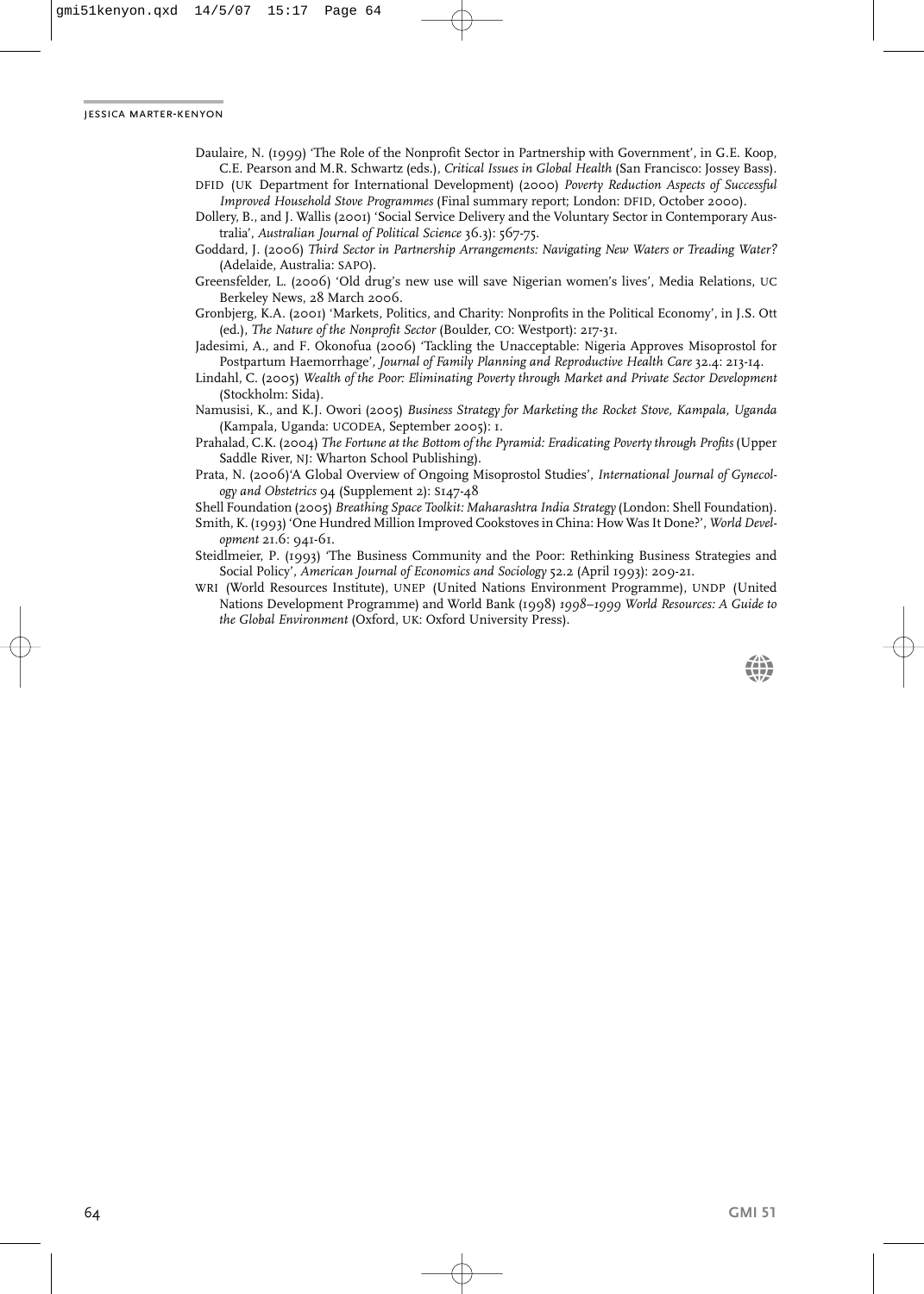Daulaire, N. (1999) 'The Role of the Nonprofit Sector in Partnership with Government', in G.E. Koop, C.E. Pearson and M.R. Schwartz (eds.), *Critical Issues in Global Health* (San Francisco: Jossey Bass).

DFID (UK Department for International Development) (2000) *Poverty Reduction Aspects of Successful Improved Household Stove Programmes* (Final summary report; London: DFID, October 2000).

Dollery, B., and J. Wallis (2001) 'Social Service Delivery and the Voluntary Sector in Contemporary Australia', *Australian Journal of Political Science* 36.3): 567-75.

Goddard, J. (2006) *Third Sector in Partnership Arrangements: Navigating New Waters or Treading Water?* (Adelaide, Australia: SAPO).

Greensfelder, L. (2006) 'Old drug's new use will save Nigerian women's lives', Media Relations, UC Berkeley News, 28 March 2006.

Gronbjerg, K.A. (2001) 'Markets, Politics, and Charity: Nonprofits in the Political Economy', in J.S. Ott (ed.), *The Nature of the Nonprofit Sector* (Boulder, CO: Westport): 217-31.

Jadesimi, A., and F. Okonofua (2006) 'Tackling the Unacceptable: Nigeria Approves Misoprostol for Postpartum Haemorrhage', *Journal of Family Planning and Reproductive Health Care* 32.4: 213-14.

Lindahl, C. (2005) *Wealth of the Poor: Eliminating Poverty through Market and Private Sector Development* (Stockholm: Sida).

Namusisi, K., and K.J. Owori (2005) *Business Strategy for Marketing the Rocket Stove, Kampala, Uganda* (Kampala, Uganda: UCODEA, September 2005): 1.

Prahalad, C.K. (2004) *The Fortune at the Bottom of the Pyramid: Eradicating Poverty through Profits* (Upper Saddle River, NJ: Wharton School Publishing).

Prata, N. (2006)'A Global Overview of Ongoing Misoprostol Studies', *International Journal of Gynecology and Obstetrics* 94 (Supplement 2): S147-48

Shell Foundation (2005) *Breathing Space Toolkit: Maharashtra India Strategy* (London: Shell Foundation).

Smith, K. (1993) 'One Hundred Million Improved Cookstoves in China: How Was It Done?', *World Development* 21.6: 941-61.

Steidlmeier, P. (1993) 'The Business Community and the Poor: Rethinking Business Strategies and Social Policy', *American Journal of Economics and Sociology* 52.2 (April 1993): 209-21.

WRI (World Resources Institute), UNEP (United Nations Environment Programme), UNDP (United Nations Development Programme) and World Bank (1998) *1998–1999 World Resources: A Guide to the Global Environment* (Oxford, UK: Oxford University Press).